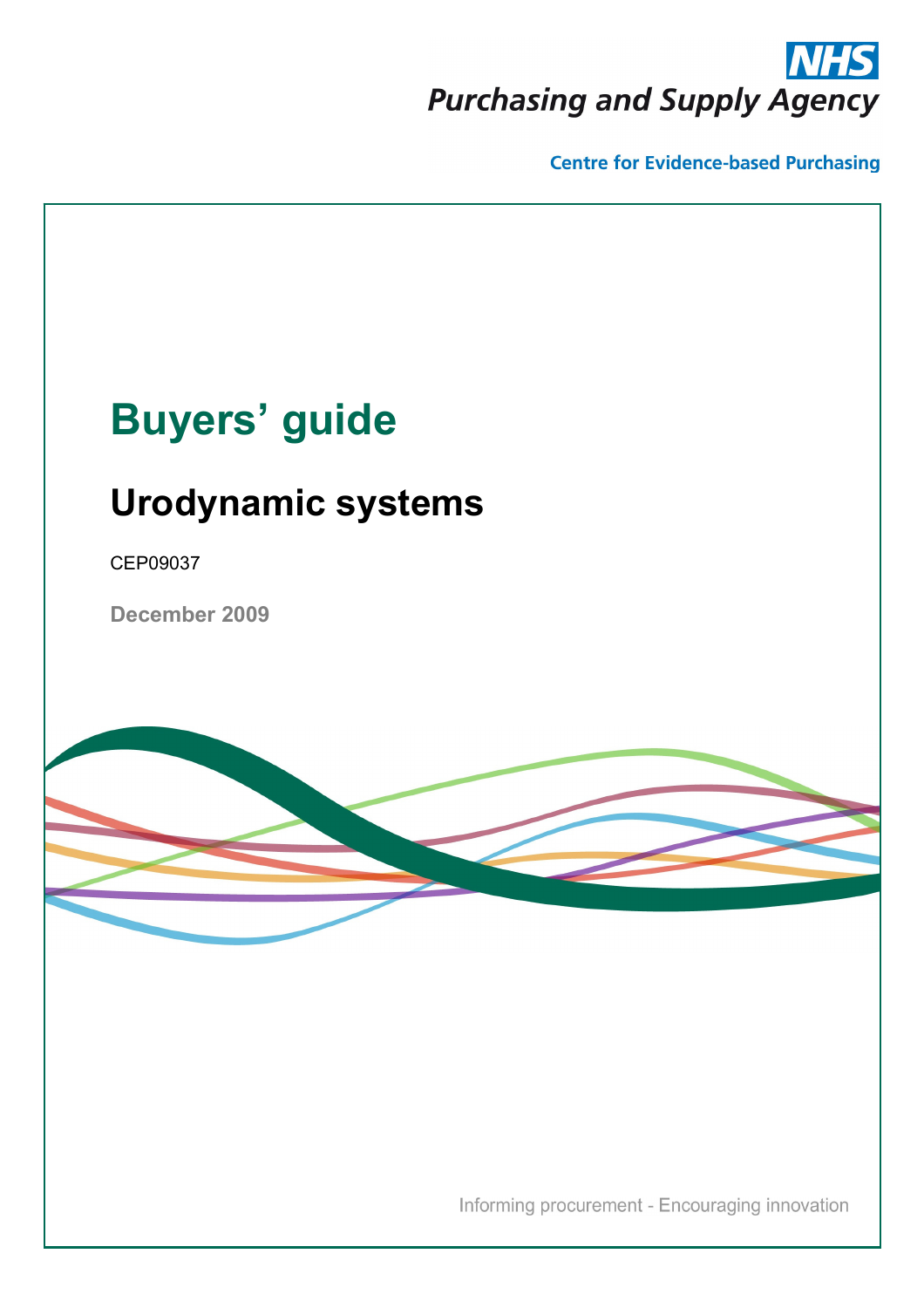NHS

Purchasing and Supply Agency

Centre for Evidence-based Purchasing

# Buyers' guide

## Urodynamic systems

CEP09037

**December 2009**

Informing procurement - Encouraging innovation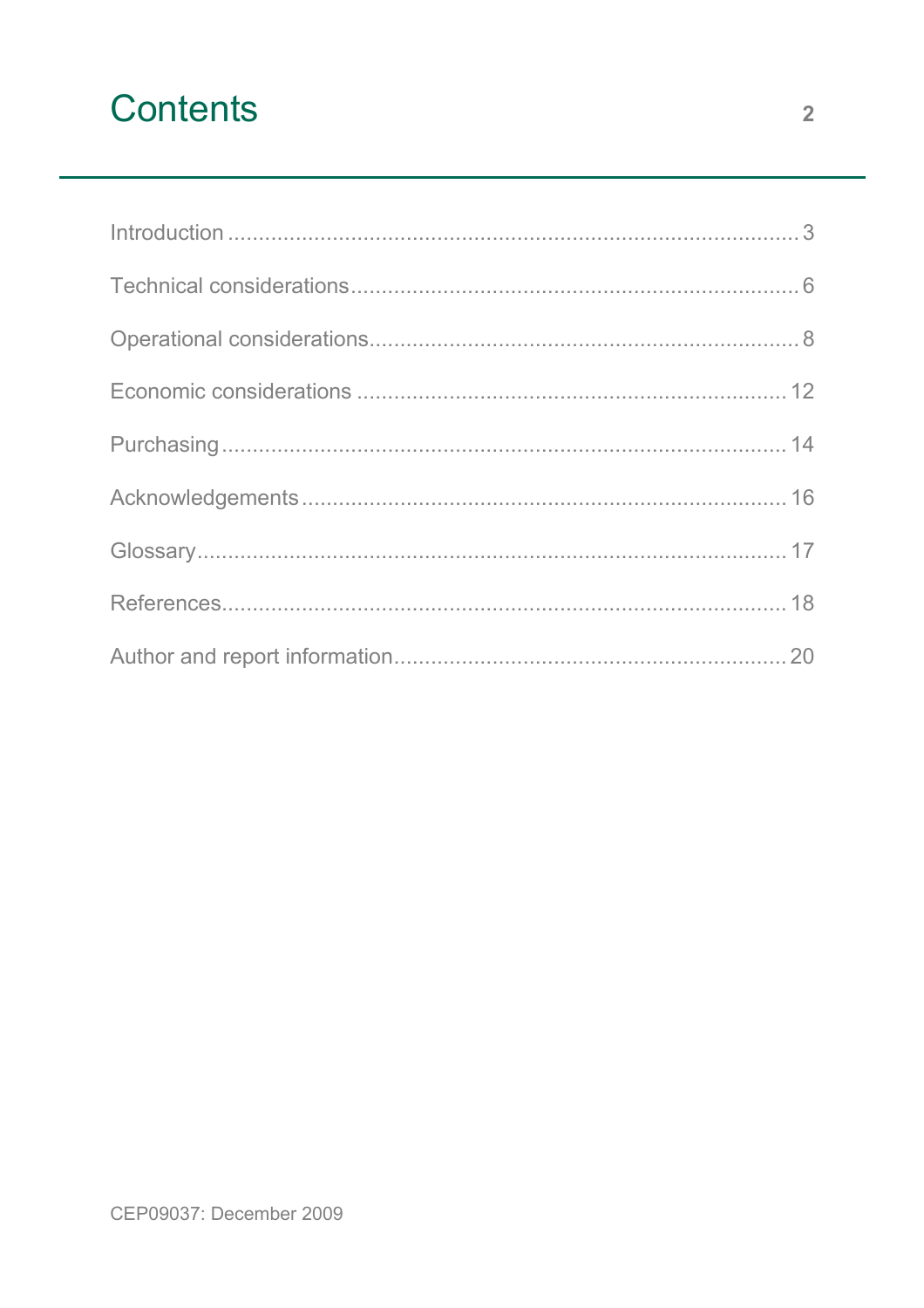# Contents

Introduction ............................................................................................ 3

Technical considerations ........................................................................ 6

Operational considerations ..................................................................... 8

Economic considerations ...................................................................... 12

Purchasing ............................................................................................ 14

Acknowledgements ............................................................................... 16

Glossary ................................................................................................ 17

References ............................................................................................ 18

Author and report information ............................................................... 20

CEP09037: December 2009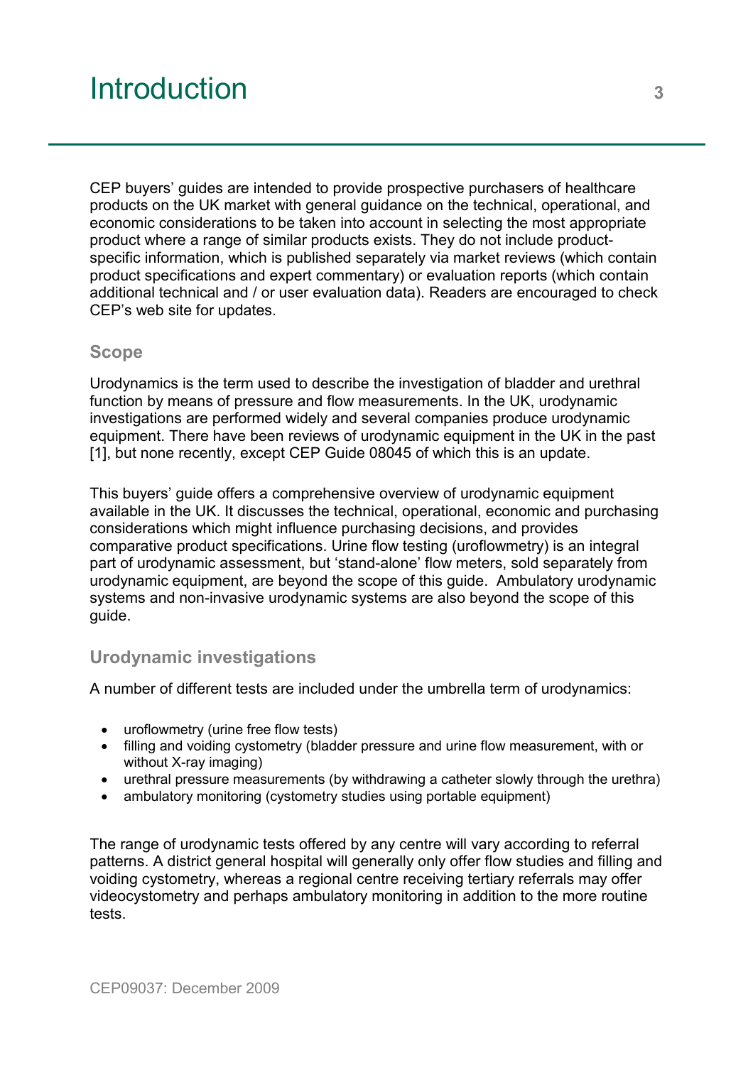# Introduction

CEP buyers' guides are intended to provide prospective purchasers of healthcare products on the UK market with general guidance on the technical, operational, and economic considerations to be taken into account in selecting the most appropriate product where a range of similar products exists. They do not include product-specific information, which is published separately via market reviews (which contain product specifications and expert commentary) or evaluation reports (which contain additional technical and / or user evaluation data). Readers are encouraged to check CEP's web site for updates.

## Scope

Urodynamics is the term used to describe the investigation of bladder and urethral function by means of pressure and flow measurements. In the UK, urodynamic investigations are performed widely and several companies produce urodynamic equipment. There have been reviews of urodynamic equipment in the UK in the past [1], but none recently, except CEP Guide 08045 of which this is an update.

This buyers' guide offers a comprehensive overview of urodynamic equipment available in the UK. It discusses the technical, operational, economic and purchasing considerations which might influence purchasing decisions, and provides comparative product specifications. Urine flow testing (uroflowmetry) is an integral part of urodynamic assessment, but 'stand-alone' flow meters, sold separately from urodynamic equipment, are beyond the scope of this guide. Ambulatory urodynamic systems and non-invasive urodynamic systems are also beyond the scope of this guide.

## Urodynamic investigations

A number of different tests are included under the umbrella term of urodynamics:

- uroflowmetry (urine free flow tests)
- filling and voiding cystometry (bladder pressure and urine flow measurement, with or without X-ray imaging)
- urethral pressure measurements (by withdrawing a catheter slowly through the urethra)
- ambulatory monitoring (cystometry studies using portable equipment)

The range of urodynamic tests offered by any centre will vary according to referral patterns. A district general hospital will generally only offer flow studies and filling and voiding cystometry, whereas a regional centre receiving tertiary referrals may offer videocystometry and perhaps ambulatory monitoring in addition to the more routine tests.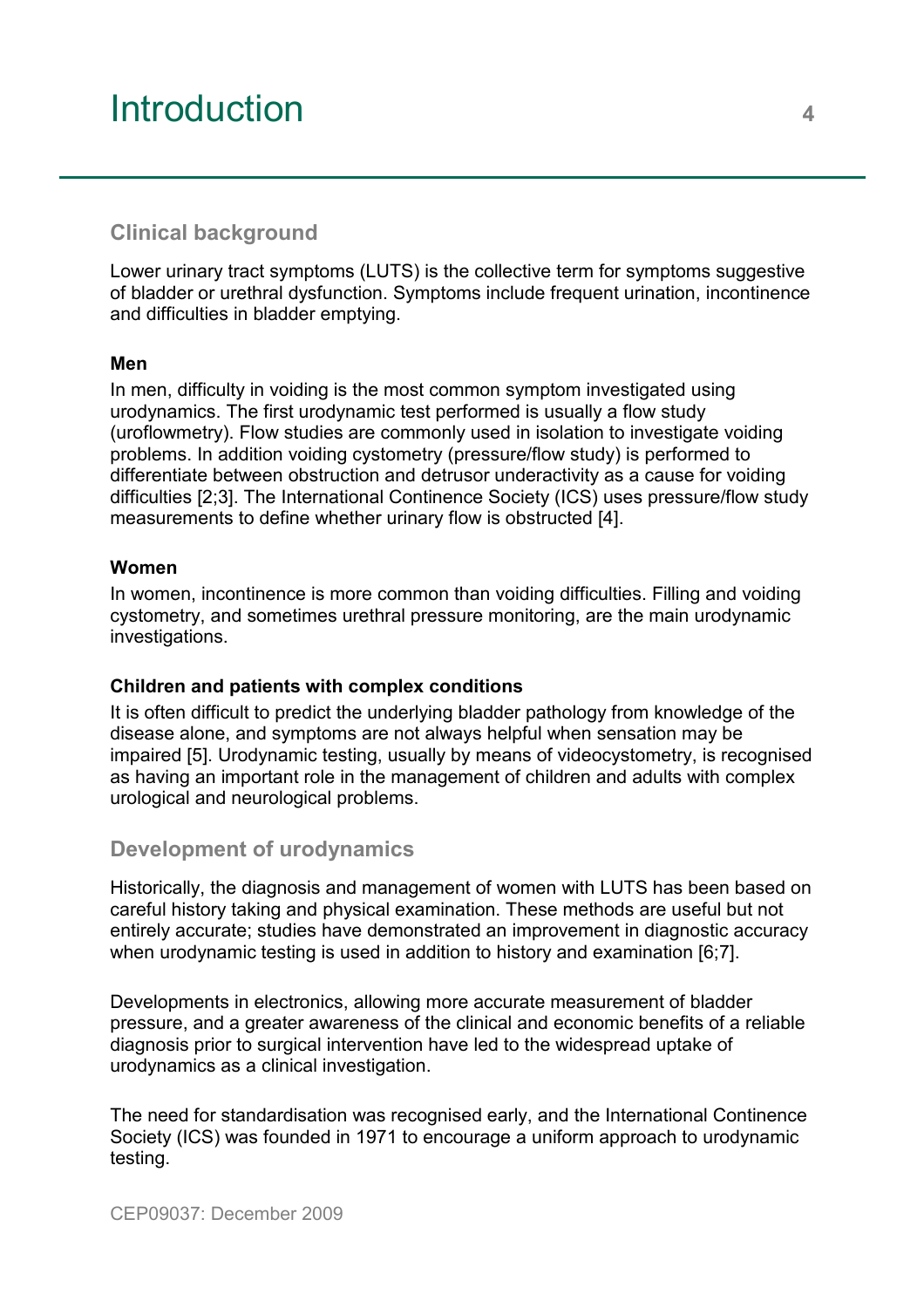# Introduction

## Clinical background

Lower urinary tract symptoms (LUTS) is the collective term for symptoms suggestive of bladder or urethral dysfunction. Symptoms include frequent urination, incontinence and difficulties in bladder emptying.

### Men

In men, difficulty in voiding is the most common symptom investigated using urodynamics. The first urodynamic test performed is usually a flow study (uroflowmetry). Flow studies are commonly used in isolation to investigate voiding problems. In addition voiding cystometry (pressure/flow study) is performed to differentiate between obstruction and detrusor underactivity as a cause for voiding difficulties [2;3]. The International Continence Society (ICS) uses pressure/flow study measurements to define whether urinary flow is obstructed [4].

### Women

In women, incontinence is more common than voiding difficulties. Filling and voiding cystometry, and sometimes urethral pressure monitoring, are the main urodynamic investigations.

### Children and patients with complex conditions

It is often difficult to predict the underlying bladder pathology from knowledge of the disease alone, and symptoms are not always helpful when sensation may be impaired [5]. Urodynamic testing, usually by means of videocystometry, is recognised as having an important role in the management of children and adults with complex urological and neurological problems.

## Development of urodynamics

Historically, the diagnosis and management of women with LUTS has been based on careful history taking and physical examination. These methods are useful but not entirely accurate; studies have demonstrated an improvement in diagnostic accuracy when urodynamic testing is used in addition to history and examination [6;7].

Developments in electronics, allowing more accurate measurement of bladder pressure, and a greater awareness of the clinical and economic benefits of a reliable diagnosis prior to surgical intervention have led to the widespread uptake of urodynamics as a clinical investigation.

The need for standardisation was recognised early, and the International Continence Society (ICS) was founded in 1971 to encourage a uniform approach to urodynamic testing.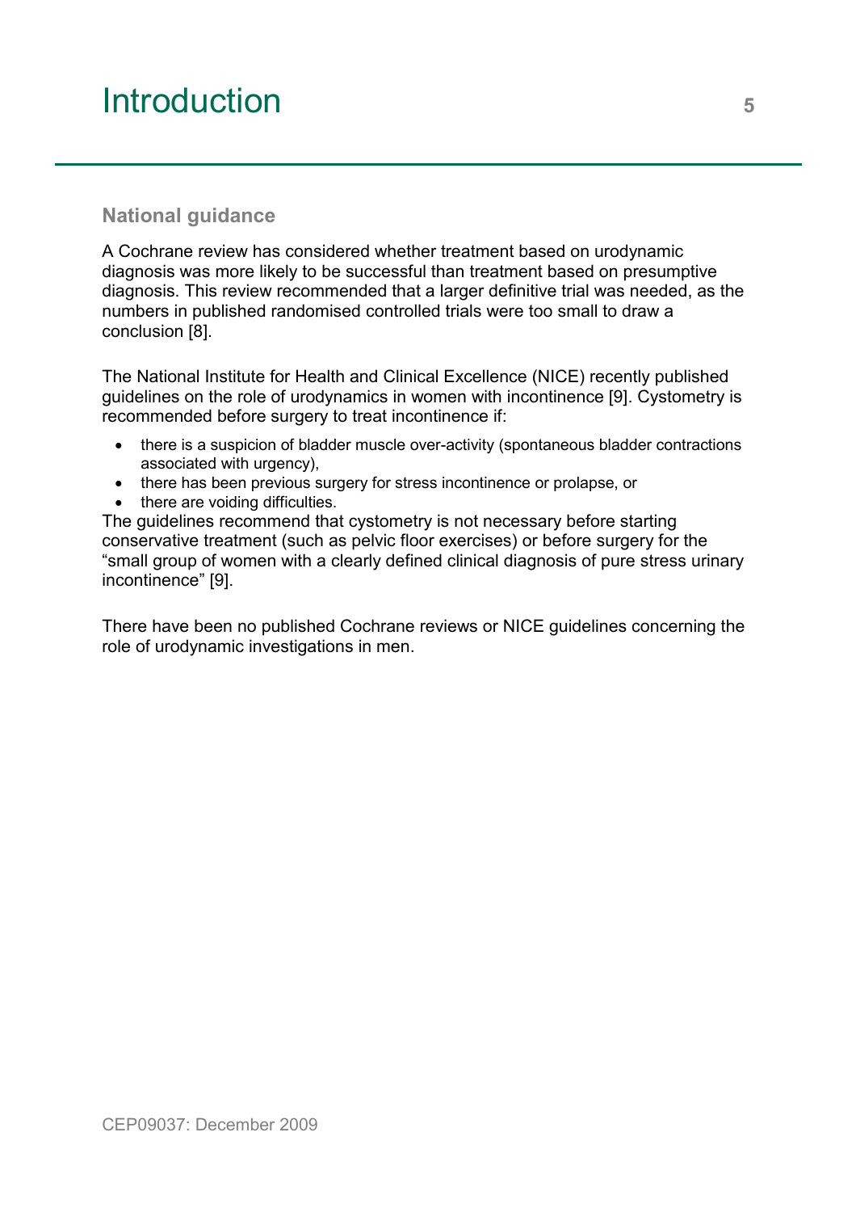# Introduction

## National guidance

A Cochrane review has considered whether treatment based on urodynamic diagnosis was more likely to be successful than treatment based on presumptive diagnosis. This review recommended that a larger definitive trial was needed, as the numbers in published randomised controlled trials were too small to draw a conclusion [8].

The National Institute for Health and Clinical Excellence (NICE) recently published guidelines on the role of urodynamics in women with incontinence [9]. Cystometry is recommended before surgery to treat incontinence if:

- there is a suspicion of bladder muscle over-activity (spontaneous bladder contractions associated with urgency),
- there has been previous surgery for stress incontinence or prolapse, or
- there are voiding difficulties.

The guidelines recommend that cystometry is not necessary before starting conservative treatment (such as pelvic floor exercises) or before surgery for the "small group of women with a clearly defined clinical diagnosis of pure stress urinary incontinence" [9].

There have been no published Cochrane reviews or NICE guidelines concerning the role of urodynamic investigations in men.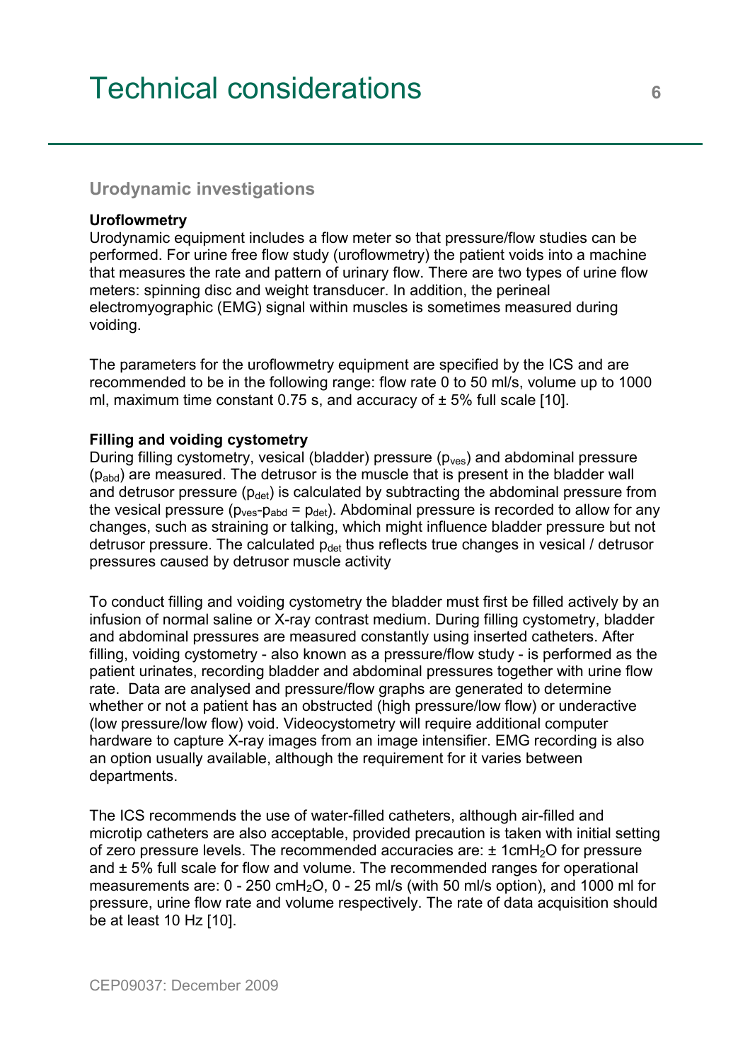# Technical considerations

## Urodynamic investigations

**Uroflowmetry**

Urodynamic equipment includes a flow meter so that pressure/flow studies can be performed. For urine free flow study (uroflowmetry) the patient voids into a machine that measures the rate and pattern of urinary flow. There are two types of urine flow meters: spinning disc and weight transducer. In addition, the perineal electromyographic (EMG) signal within muscles is sometimes measured during voiding.

The parameters for the uroflowmetry equipment are specified by the ICS and are recommended to be in the following range: flow rate 0 to 50 ml/s, volume up to 1000 ml, maximum time constant 0.75 s, and accuracy of ± 5% full scale [10].

**Filling and voiding cystometry**

During filling cystometry, vesical (bladder) pressure ($p_{ves}$) and abdominal pressure ($p_{abd}$) are measured. The detrusor is the muscle that is present in the bladder wall and detrusor pressure ($p_{det}$) is calculated by subtracting the abdominal pressure from the vesical pressure ($p_{ves}$-$p_{abd}$ = $p_{det}$). Abdominal pressure is recorded to allow for any changes, such as straining or talking, which might influence bladder pressure but not detrusor pressure. The calculated $p_{det}$ thus reflects true changes in vesical / detrusor pressures caused by detrusor muscle activity

To conduct filling and voiding cystometry the bladder must first be filled actively by an infusion of normal saline or X-ray contrast medium. During filling cystometry, bladder and abdominal pressures are measured constantly using inserted catheters. After filling, voiding cystometry - also known as a pressure/flow study - is performed as the patient urinates, recording bladder and abdominal pressures together with urine flow rate. Data are analysed and pressure/flow graphs are generated to determine whether or not a patient has an obstructed (high pressure/low flow) or underactive (low pressure/low flow) void. Videocystometry will require additional computer hardware to capture X-ray images from an image intensifier. EMG recording is also an option usually available, although the requirement for it varies between departments.

The ICS recommends the use of water-filled catheters, although air-filled and microtip catheters are also acceptable, provided precaution is taken with initial setting of zero pressure levels. The recommended accuracies are: ± 1cm$H_2O$ for pressure and ± 5% full scale for flow and volume. The recommended ranges for operational measurements are: 0 - 250 cm$H_2O$, 0 - 25 ml/s (with 50 ml/s option), and 1000 ml for pressure, urine flow rate and volume respectively. The rate of data acquisition should be at least 10 Hz [10].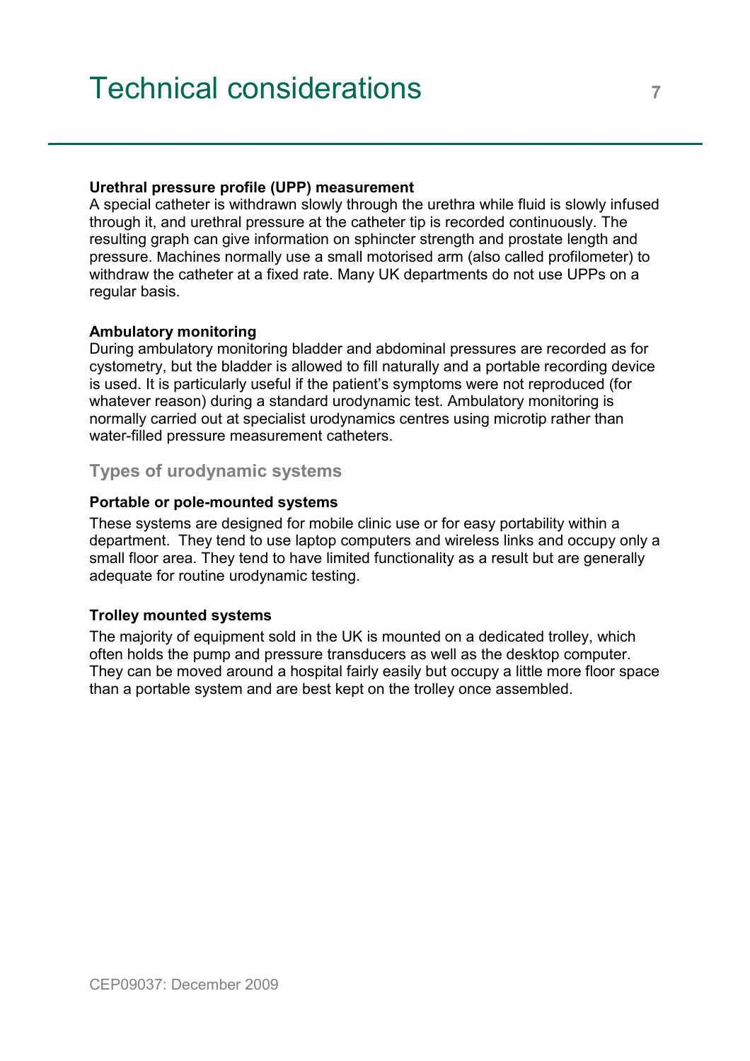# Technical considerations

**Urethral pressure profile (UPP) measurement**

A special catheter is withdrawn slowly through the urethra while fluid is slowly infused through it, and urethral pressure at the catheter tip is recorded continuously. The resulting graph can give information on sphincter strength and prostate length and pressure. Machines normally use a small motorised arm (also called profilometer) to withdraw the catheter at a fixed rate. Many UK departments do not use UPPs on a regular basis.

**Ambulatory monitoring**

During ambulatory monitoring bladder and abdominal pressures are recorded as for cystometry, but the bladder is allowed to fill naturally and a portable recording device is used. It is particularly useful if the patient's symptoms were not reproduced (for whatever reason) during a standard urodynamic test. Ambulatory monitoring is normally carried out at specialist urodynamics centres using microtip rather than water-filled pressure measurement catheters.

## Types of urodynamic systems

**Portable or pole-mounted systems**

These systems are designed for mobile clinic use or for easy portability within a department. They tend to use laptop computers and wireless links and occupy only a small floor area. They tend to have limited functionality as a result but are generally adequate for routine urodynamic testing.

**Trolley mounted systems**

The majority of equipment sold in the UK is mounted on a dedicated trolley, which often holds the pump and pressure transducers as well as the desktop computer. They can be moved around a hospital fairly easily but occupy a little more floor space than a portable system and are best kept on the trolley once assembled.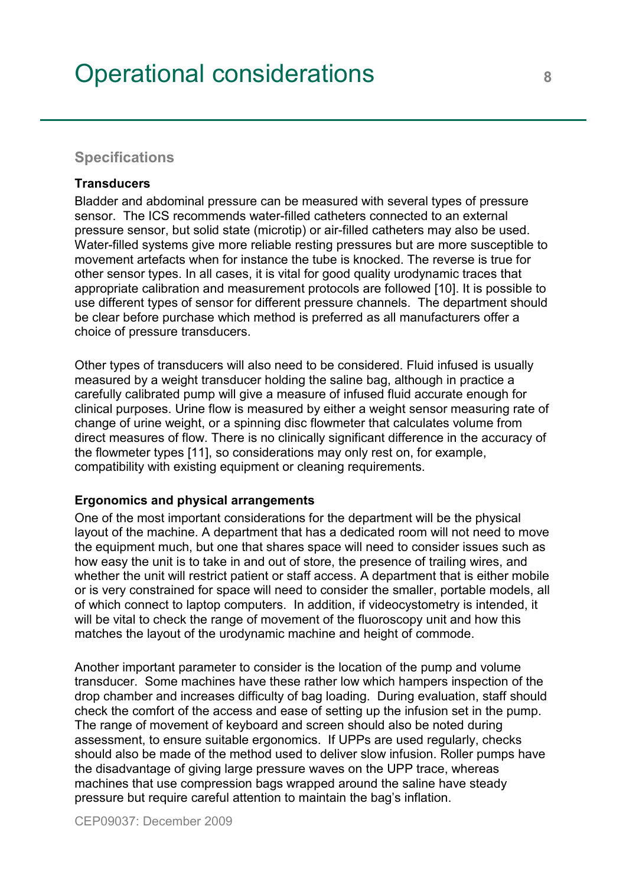# Operational considerations

## Specifications

### Transducers

Bladder and abdominal pressure can be measured with several types of pressure sensor. The ICS recommends water-filled catheters connected to an external pressure sensor, but solid state (microtip) or air-filled catheters may also be used. Water-filled systems give more reliable resting pressures but are more susceptible to movement artefacts when for instance the tube is knocked. The reverse is true for other sensor types. In all cases, it is vital for good quality urodynamic traces that appropriate calibration and measurement protocols are followed [10]. It is possible to use different types of sensor for different pressure channels. The department should be clear before purchase which method is preferred as all manufacturers offer a choice of pressure transducers.

Other types of transducers will also need to be considered. Fluid infused is usually measured by a weight transducer holding the saline bag, although in practice a carefully calibrated pump will give a measure of infused fluid accurate enough for clinical purposes. Urine flow is measured by either a weight sensor measuring rate of change of urine weight, or a spinning disc flowmeter that calculates volume from direct measures of flow. There is no clinically significant difference in the accuracy of the flowmeter types [11], so considerations may only rest on, for example, compatibility with existing equipment or cleaning requirements.

### Ergonomics and physical arrangements

One of the most important considerations for the department will be the physical layout of the machine. A department that has a dedicated room will not need to move the equipment much, but one that shares space will need to consider issues such as how easy the unit is to take in and out of store, the presence of trailing wires, and whether the unit will restrict patient or staff access. A department that is either mobile or is very constrained for space will need to consider the smaller, portable models, all of which connect to laptop computers. In addition, if videocystometry is intended, it will be vital to check the range of movement of the fluoroscopy unit and how this matches the layout of the urodynamic machine and height of commode.

Another important parameter to consider is the location of the pump and volume transducer. Some machines have these rather low which hampers inspection of the drop chamber and increases difficulty of bag loading. During evaluation, staff should check the comfort of the access and ease of setting up the infusion set in the pump. The range of movement of keyboard and screen should also be noted during assessment, to ensure suitable ergonomics. If UPPs are used regularly, checks should also be made of the method used to deliver slow infusion. Roller pumps have the disadvantage of giving large pressure waves on the UPP trace, whereas machines that use compression bags wrapped around the saline have steady pressure but require careful attention to maintain the bag's inflation.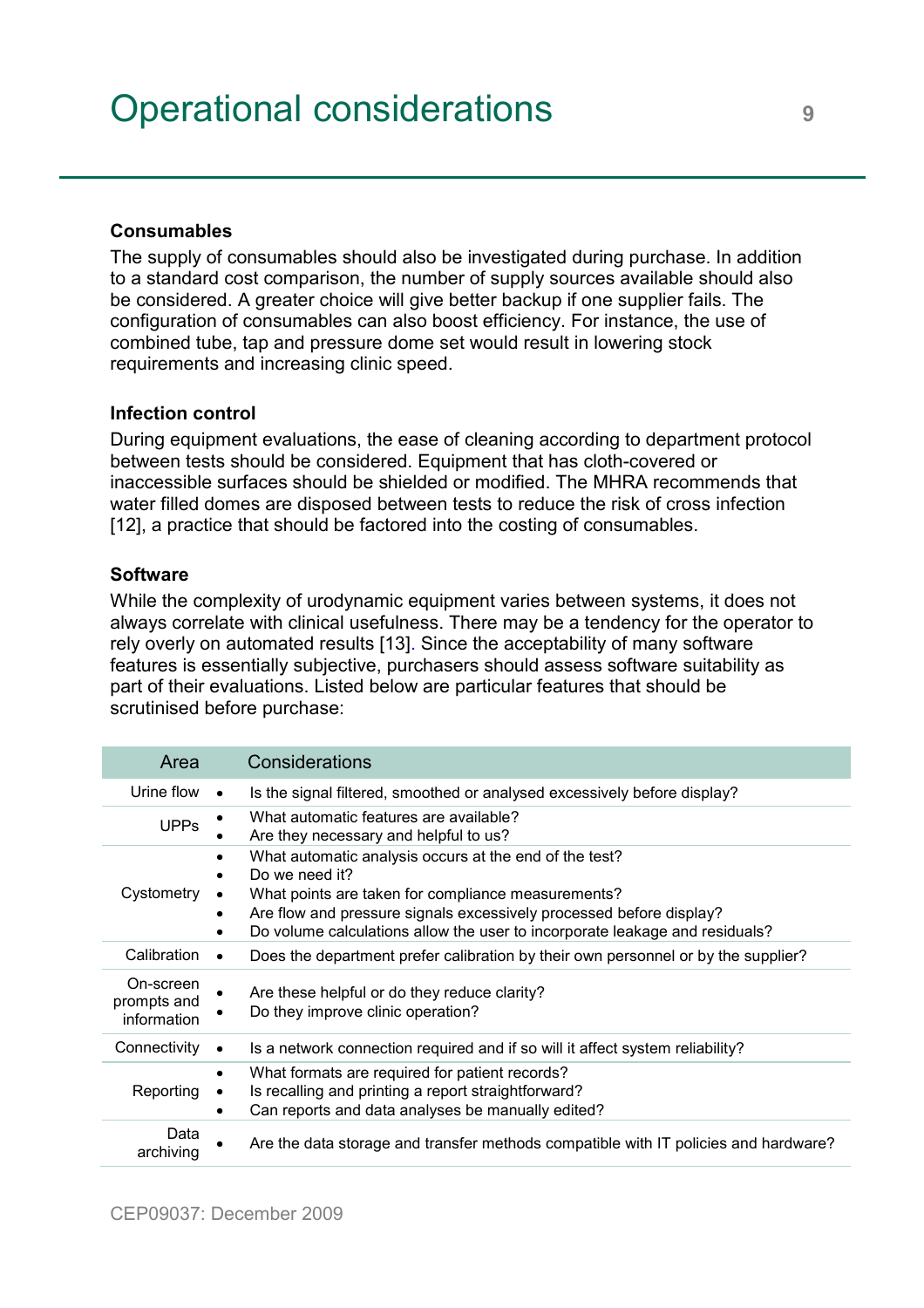# Operational considerations

### Consumables

The supply of consumables should also be investigated during purchase. In addition to a standard cost comparison, the number of supply sources available should also be considered. A greater choice will give better backup if one supplier fails. The configuration of consumables can also boost efficiency. For instance, the use of combined tube, tap and pressure dome set would result in lowering stock requirements and increasing clinic speed.

### Infection control

During equipment evaluations, the ease of cleaning according to department protocol between tests should be considered. Equipment that has cloth-covered or inaccessible surfaces should be shielded or modified. The MHRA recommends that water filled domes are disposed between tests to reduce the risk of cross infection [12], a practice that should be factored into the costing of consumables.

### Software

While the complexity of urodynamic equipment varies between systems, it does not always correlate with clinical usefulness. There may be a tendency for the operator to rely overly on automated results [13]. Since the acceptability of many software features is essentially subjective, purchasers should assess software suitability as part of their evaluations. Listed below are particular features that should be scrutinised before purchase:

| Area | Considerations |
|---|---|
| Urine flow | • Is the signal filtered, smoothed or analysed excessively before display? |
| UPPs | • What automatic features are available?<br>• Are they necessary and helpful to us? |
| Cystometry | • What automatic analysis occurs at the end of the test?<br>• Do we need it?<br>• What points are taken for compliance measurements?<br>• Are flow and pressure signals excessively processed before display?<br>• Do volume calculations allow the user to incorporate leakage and residuals? |
| Calibration | • Does the department prefer calibration by their own personnel or by the supplier? |
| On-screen prompts and information | • Are these helpful or do they reduce clarity?<br>• Do they improve clinic operation? |
| Connectivity | • Is a network connection required and if so will it affect system reliability? |
| Reporting | • What formats are required for patient records?<br>• Is recalling and printing a report straightforward?<br>• Can reports and data analyses be manually edited? |
| Data archiving | • Are the data storage and transfer methods compatible with IT policies and hardware? |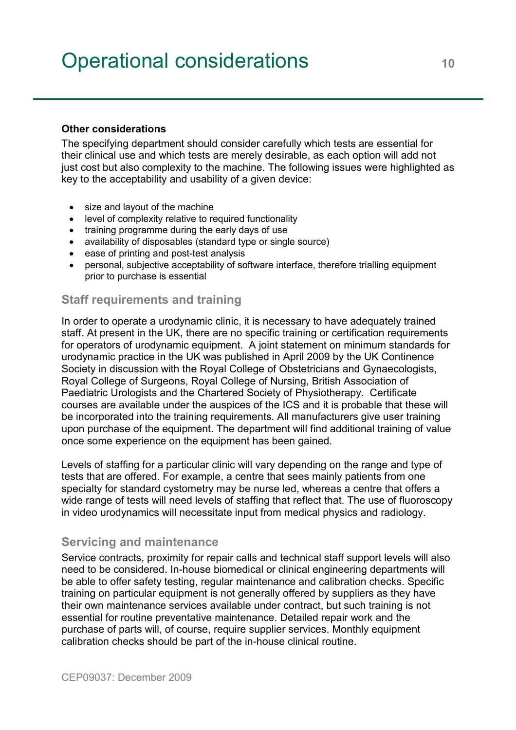# Operational considerations

**Other considerations**

The specifying department should consider carefully which tests are essential for their clinical use and which tests are merely desirable, as each option will add not just cost but also complexity to the machine. The following issues were highlighted as key to the acceptability and usability of a given device:

- size and layout of the machine
- level of complexity relative to required functionality
- training programme during the early days of use
- availability of disposables (standard type or single source)
- ease of printing and post-test analysis
- personal, subjective acceptability of software interface, therefore trialling equipment prior to purchase is essential

## Staff requirements and training

In order to operate a urodynamic clinic, it is necessary to have adequately trained staff. At present in the UK, there are no specific training or certification requirements for operators of urodynamic equipment. A joint statement on minimum standards for urodynamic practice in the UK was published in April 2009 by the UK Continence Society in discussion with the Royal College of Obstetricians and Gynaecologists, Royal College of Surgeons, Royal College of Nursing, British Association of Paediatric Urologists and the Chartered Society of Physiotherapy. Certificate courses are available under the auspices of the ICS and it is probable that these will be incorporated into the training requirements. All manufacturers give user training upon purchase of the equipment. The department will find additional training of value once some experience on the equipment has been gained.

Levels of staffing for a particular clinic will vary depending on the range and type of tests that are offered. For example, a centre that sees mainly patients from one specialty for standard cystometry may be nurse led, whereas a centre that offers a wide range of tests will need levels of staffing that reflect that. The use of fluoroscopy in video urodynamics will necessitate input from medical physics and radiology.

## Servicing and maintenance

Service contracts, proximity for repair calls and technical staff support levels will also need to be considered. In-house biomedical or clinical engineering departments will be able to offer safety testing, regular maintenance and calibration checks. Specific training on particular equipment is not generally offered by suppliers as they have their own maintenance services available under contract, but such training is not essential for routine preventative maintenance. Detailed repair work and the purchase of parts will, of course, require supplier services. Monthly equipment calibration checks should be part of the in-house clinical routine.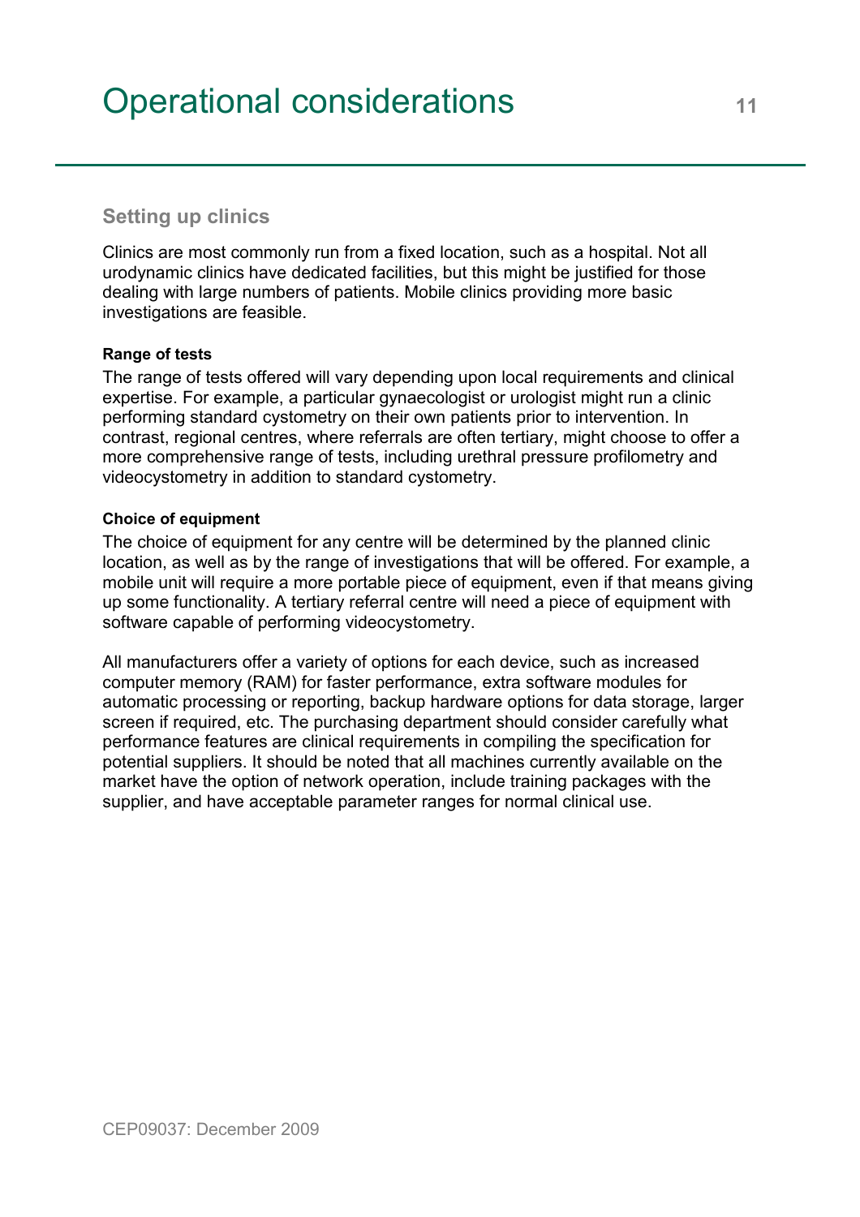# Operational considerations

## Setting up clinics

Clinics are most commonly run from a fixed location, such as a hospital. Not all urodynamic clinics have dedicated facilities, but this might be justified for those dealing with large numbers of patients. Mobile clinics providing more basic investigations are feasible.

#### Range of tests

The range of tests offered will vary depending upon local requirements and clinical expertise. For example, a particular gynaecologist or urologist might run a clinic performing standard cystometry on their own patients prior to intervention. In contrast, regional centres, where referrals are often tertiary, might choose to offer a more comprehensive range of tests, including urethral pressure profilometry and videocystometry in addition to standard cystometry.

#### Choice of equipment

The choice of equipment for any centre will be determined by the planned clinic location, as well as by the range of investigations that will be offered. For example, a mobile unit will require a more portable piece of equipment, even if that means giving up some functionality. A tertiary referral centre will need a piece of equipment with software capable of performing videocystometry.

All manufacturers offer a variety of options for each device, such as increased computer memory (RAM) for faster performance, extra software modules for automatic processing or reporting, backup hardware options for data storage, larger screen if required, etc. The purchasing department should consider carefully what performance features are clinical requirements in compiling the specification for potential suppliers. It should be noted that all machines currently available on the market have the option of network operation, include training packages with the supplier, and have acceptable parameter ranges for normal clinical use.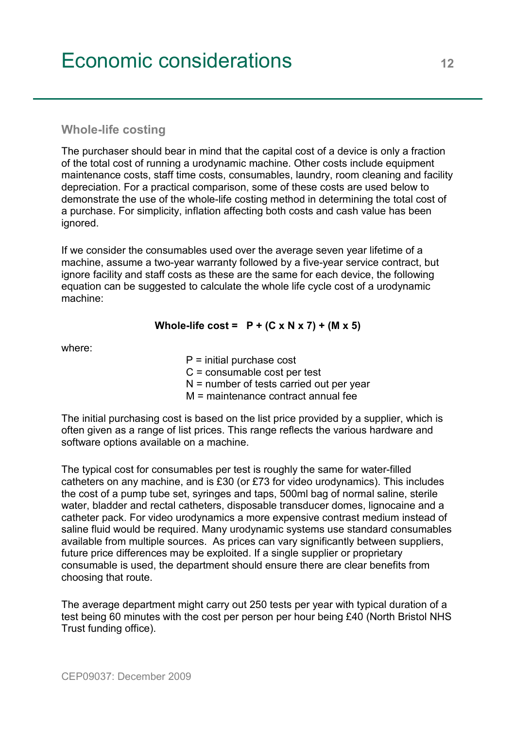# Economic considerations

## Whole-life costing

The purchaser should bear in mind that the capital cost of a device is only a fraction of the total cost of running a urodynamic machine. Other costs include equipment maintenance costs, staff time costs, consumables, laundry, room cleaning and facility depreciation. For a practical comparison, some of these costs are used below to demonstrate the use of the whole-life costing method in determining the total cost of a purchase. For simplicity, inflation affecting both costs and cash value has been ignored.

If we consider the consumables used over the average seven year lifetime of a machine, assume a two-year warranty followed by a five-year service contract, but ignore facility and staff costs as these are the same for each device, the following equation can be suggested to calculate the whole life cycle cost of a urodynamic machine:

$$\textbf{Whole-life cost} = P + (C \times N \times 7) + (M \times 5)$$

where:

P = initial purchase cost
C = consumable cost per test
N = number of tests carried out per year
M = maintenance contract annual fee

The initial purchasing cost is based on the list price provided by a supplier, which is often given as a range of list prices. This range reflects the various hardware and software options available on a machine.

The typical cost for consumables per test is roughly the same for water-filled catheters on any machine, and is £30 (or £73 for video urodynamics). This includes the cost of a pump tube set, syringes and taps, 500ml bag of normal saline, sterile water, bladder and rectal catheters, disposable transducer domes, lignocaine and a catheter pack. For video urodynamics a more expensive contrast medium instead of saline fluid would be required. Many urodynamic systems use standard consumables available from multiple sources. As prices can vary significantly between suppliers, future price differences may be exploited. If a single supplier or proprietary consumable is used, the department should ensure there are clear benefits from choosing that route.

The average department might carry out 250 tests per year with typical duration of a test being 60 minutes with the cost per person per hour being £40 (North Bristol NHS Trust funding office).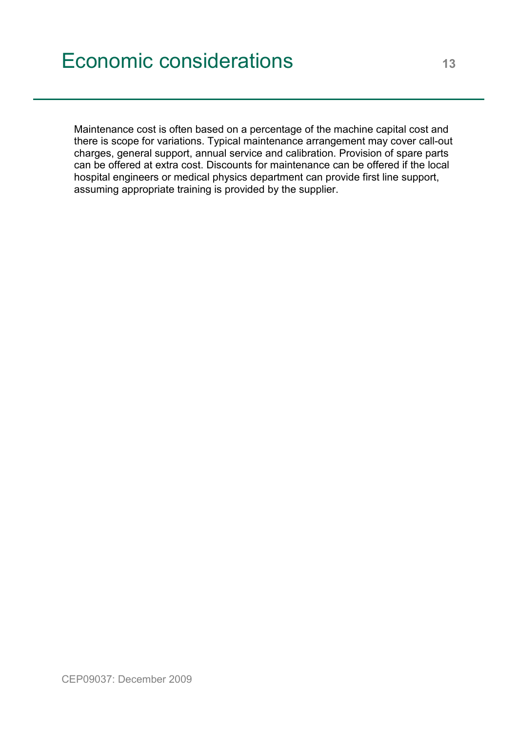# Economic considerations

Maintenance cost is often based on a percentage of the machine capital cost and there is scope for variations. Typical maintenance arrangement may cover call-out charges, general support, annual service and calibration. Provision of spare parts can be offered at extra cost. Discounts for maintenance can be offered if the local hospital engineers or medical physics department can provide first line support, assuming appropriate training is provided by the supplier.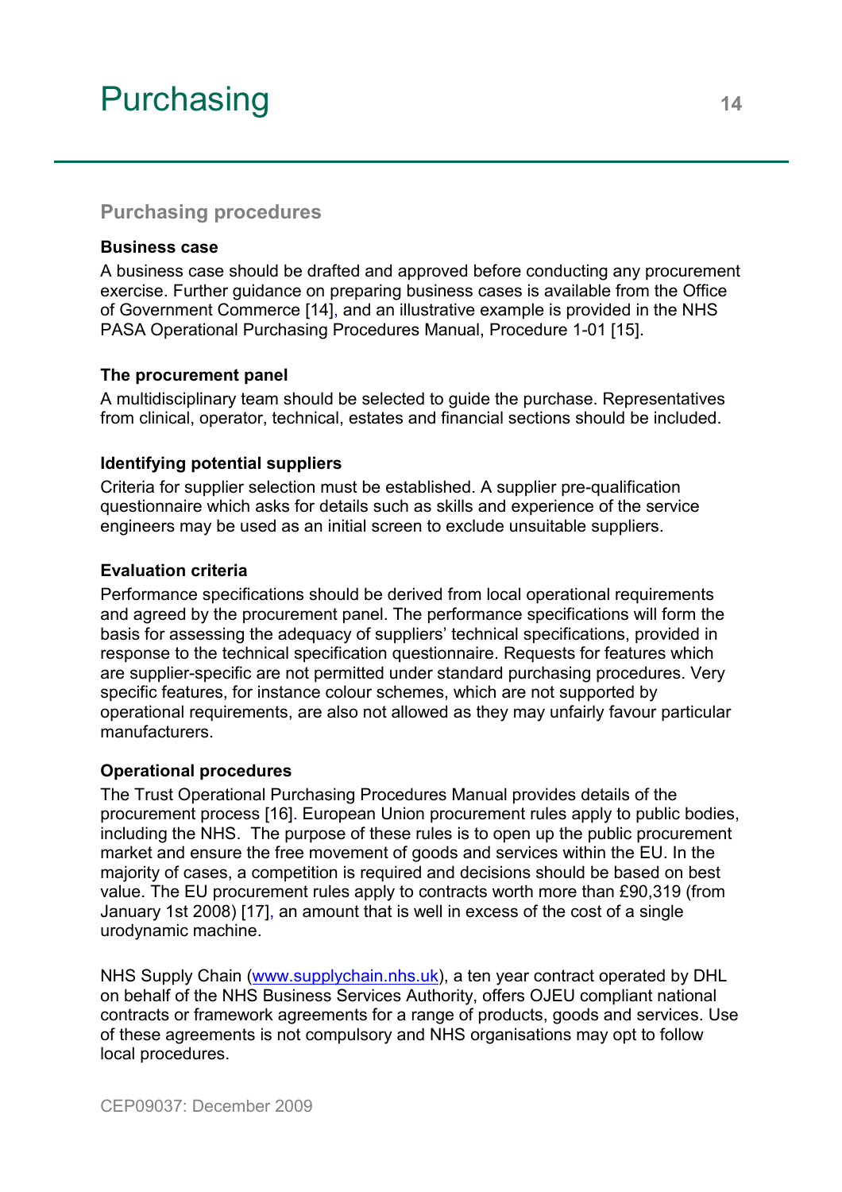# Purchasing

## Purchasing procedures

### Business case

A business case should be drafted and approved before conducting any procurement exercise. Further guidance on preparing business cases is available from the Office of Government Commerce [14], and an illustrative example is provided in the NHS PASA Operational Purchasing Procedures Manual, Procedure 1-01 [15].

### The procurement panel

A multidisciplinary team should be selected to guide the purchase. Representatives from clinical, operator, technical, estates and financial sections should be included.

### Identifying potential suppliers

Criteria for supplier selection must be established. A supplier pre-qualification questionnaire which asks for details such as skills and experience of the service engineers may be used as an initial screen to exclude unsuitable suppliers.

### Evaluation criteria

Performance specifications should be derived from local operational requirements and agreed by the procurement panel. The performance specifications will form the basis for assessing the adequacy of suppliers' technical specifications, provided in response to the technical specification questionnaire. Requests for features which are supplier-specific are not permitted under standard purchasing procedures. Very specific features, for instance colour schemes, which are not supported by operational requirements, are also not allowed as they may unfairly favour particular manufacturers.

### Operational procedures

The Trust Operational Purchasing Procedures Manual provides details of the procurement process [16]. European Union procurement rules apply to public bodies, including the NHS. The purpose of these rules is to open up the public procurement market and ensure the free movement of goods and services within the EU. In the majority of cases, a competition is required and decisions should be based on best value. The EU procurement rules apply to contracts worth more than £90,319 (from January 1st 2008) [17], an amount that is well in excess of the cost of a single urodynamic machine.

NHS Supply Chain (www.supplychain.nhs.uk), a ten year contract operated by DHL on behalf of the NHS Business Services Authority, offers OJEU compliant national contracts or framework agreements for a range of products, goods and services. Use of these agreements is not compulsory and NHS organisations may opt to follow local procedures.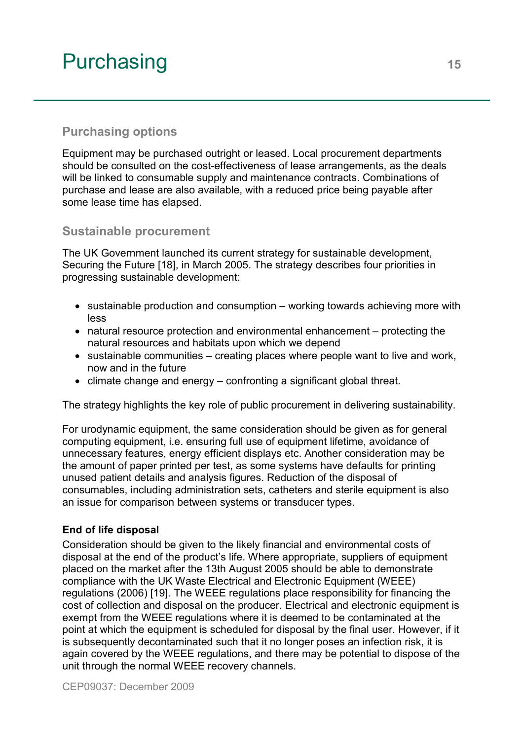# Purchasing

## Purchasing options

Equipment may be purchased outright or leased. Local procurement departments should be consulted on the cost-effectiveness of lease arrangements, as the deals will be linked to consumable supply and maintenance contracts. Combinations of purchase and lease are also available, with a reduced price being payable after some lease time has elapsed.

## Sustainable procurement

The UK Government launched its current strategy for sustainable development, Securing the Future [18], in March 2005. The strategy describes four priorities in progressing sustainable development:

- sustainable production and consumption – working towards achieving more with less
- natural resource protection and environmental enhancement – protecting the natural resources and habitats upon which we depend
- sustainable communities – creating places where people want to live and work, now and in the future
- climate change and energy – confronting a significant global threat.

The strategy highlights the key role of public procurement in delivering sustainability.

For urodynamic equipment, the same consideration should be given as for general computing equipment, i.e. ensuring full use of equipment lifetime, avoidance of unnecessary features, energy efficient displays etc. Another consideration may be the amount of paper printed per test, as some systems have defaults for printing unused patient details and analysis figures. Reduction of the disposal of consumables, including administration sets, catheters and sterile equipment is also an issue for comparison between systems or transducer types.

**End of life disposal**

Consideration should be given to the likely financial and environmental costs of disposal at the end of the product's life. Where appropriate, suppliers of equipment placed on the market after the 13th August 2005 should be able to demonstrate compliance with the UK Waste Electrical and Electronic Equipment (WEEE) regulations (2006) [19]. The WEEE regulations place responsibility for financing the cost of collection and disposal on the producer. Electrical and electronic equipment is exempt from the WEEE regulations where it is deemed to be contaminated at the point at which the equipment is scheduled for disposal by the final user. However, if it is subsequently decontaminated such that it no longer poses an infection risk, it is again covered by the WEEE regulations, and there may be potential to dispose of the unit through the normal WEEE recovery channels.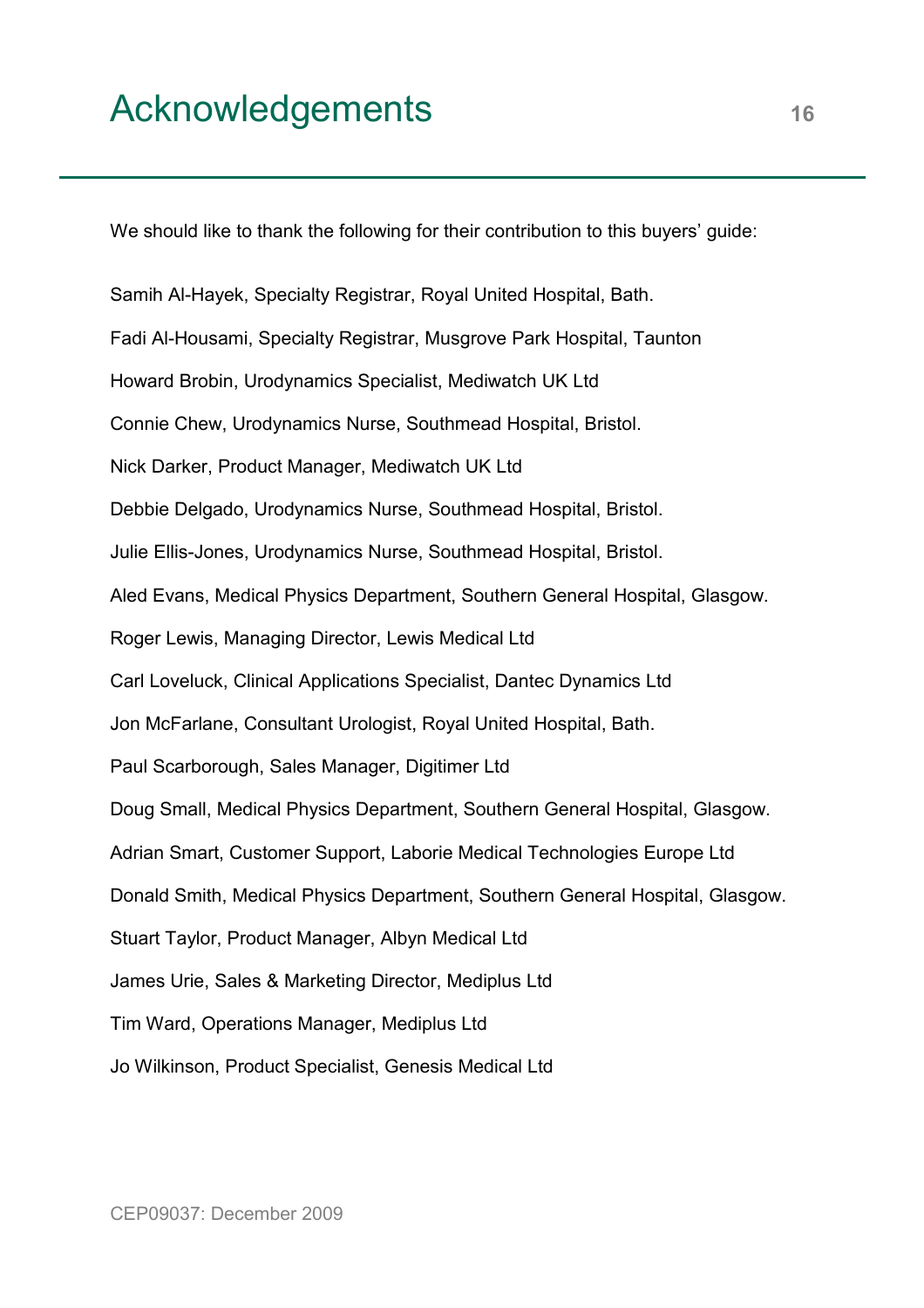# Acknowledgements

We should like to thank the following for their contribution to this buyers' guide:

Samih Al-Hayek, Specialty Registrar, Royal United Hospital, Bath.

Fadi Al-Housami, Specialty Registrar, Musgrove Park Hospital, Taunton

Howard Brobin, Urodynamics Specialist, Mediwatch UK Ltd

Connie Chew, Urodynamics Nurse, Southmead Hospital, Bristol.

Nick Darker, Product Manager, Mediwatch UK Ltd

Debbie Delgado, Urodynamics Nurse, Southmead Hospital, Bristol.

Julie Ellis-Jones, Urodynamics Nurse, Southmead Hospital, Bristol.

Aled Evans, Medical Physics Department, Southern General Hospital, Glasgow.

Roger Lewis, Managing Director, Lewis Medical Ltd

Carl Loveluck, Clinical Applications Specialist, Dantec Dynamics Ltd

Jon McFarlane, Consultant Urologist, Royal United Hospital, Bath.

Paul Scarborough, Sales Manager, Digitimer Ltd

Doug Small, Medical Physics Department, Southern General Hospital, Glasgow.

Adrian Smart, Customer Support, Laborie Medical Technologies Europe Ltd

Donald Smith, Medical Physics Department, Southern General Hospital, Glasgow.

Stuart Taylor, Product Manager, Albyn Medical Ltd

James Urie, Sales & Marketing Director, Mediplus Ltd

Tim Ward, Operations Manager, Mediplus Ltd

Jo Wilkinson, Product Specialist, Genesis Medical Ltd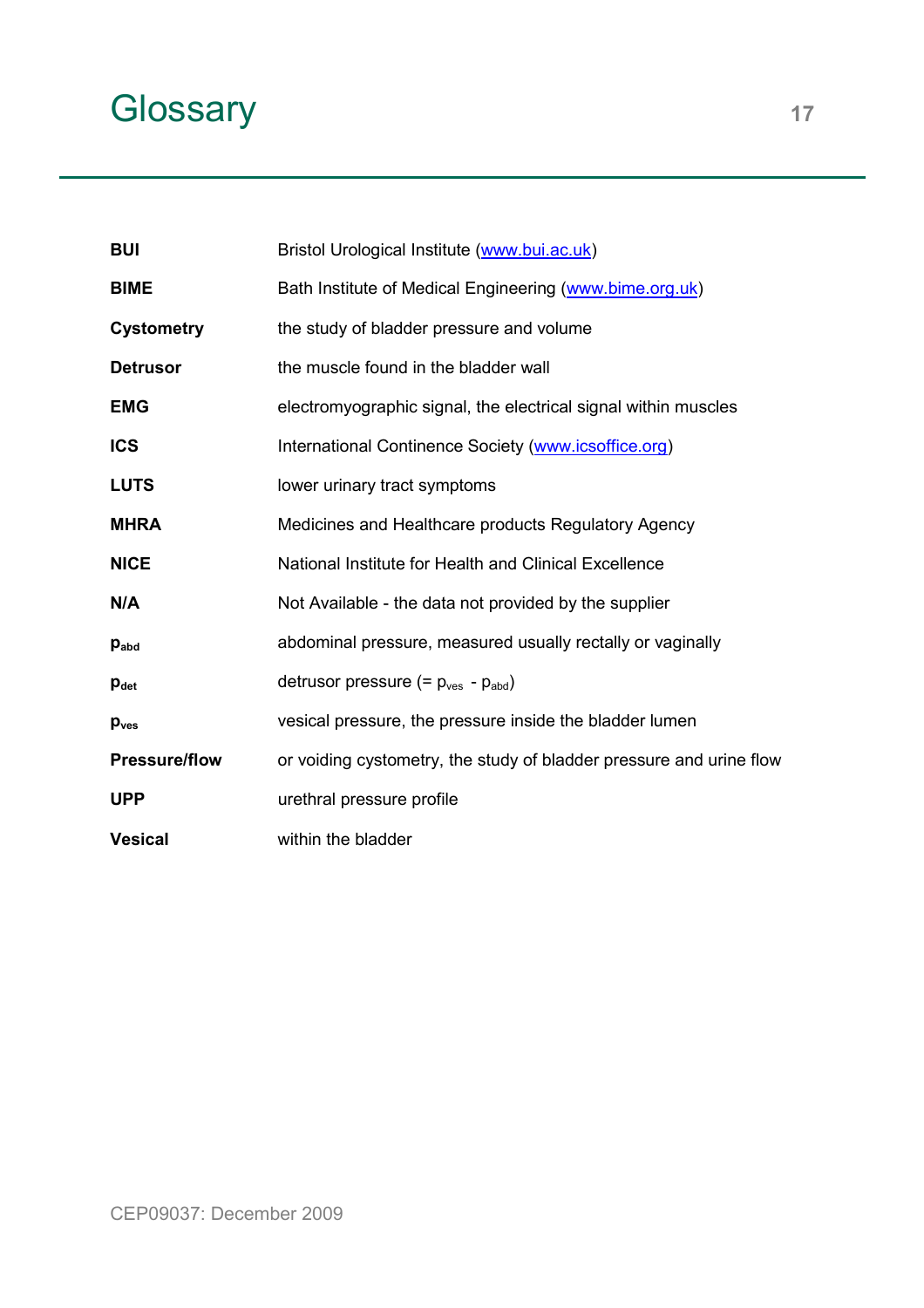# Glossary

| | |
|---|---|
| **BUI** | Bristol Urological Institute (www.bui.ac.uk) |
| **BIME** | Bath Institute of Medical Engineering (www.bime.org.uk) |
| **Cystometry** | the study of bladder pressure and volume |
| **Detrusor** | the muscle found in the bladder wall |
| **EMG** | electromyographic signal, the electrical signal within muscles |
| **ICS** | International Continence Society (www.icsoffice.org) |
| **LUTS** | lower urinary tract symptoms |
| **MHRA** | Medicines and Healthcare products Regulatory Agency |
| **NICE** | National Institute for Health and Clinical Excellence |
| **N/A** | Not Available - the data not provided by the supplier |
| $p_{abd}$ | abdominal pressure, measured usually rectally or vaginally |
| $p_{det}$ | detrusor pressure (= $p_{ves}$ - $p_{abd}$) |
| $p_{ves}$ | vesical pressure, the pressure inside the bladder lumen |
| **Pressure/flow** | or voiding cystometry, the study of bladder pressure and urine flow |
| **UPP** | urethral pressure profile |
| **Vesical** | within the bladder |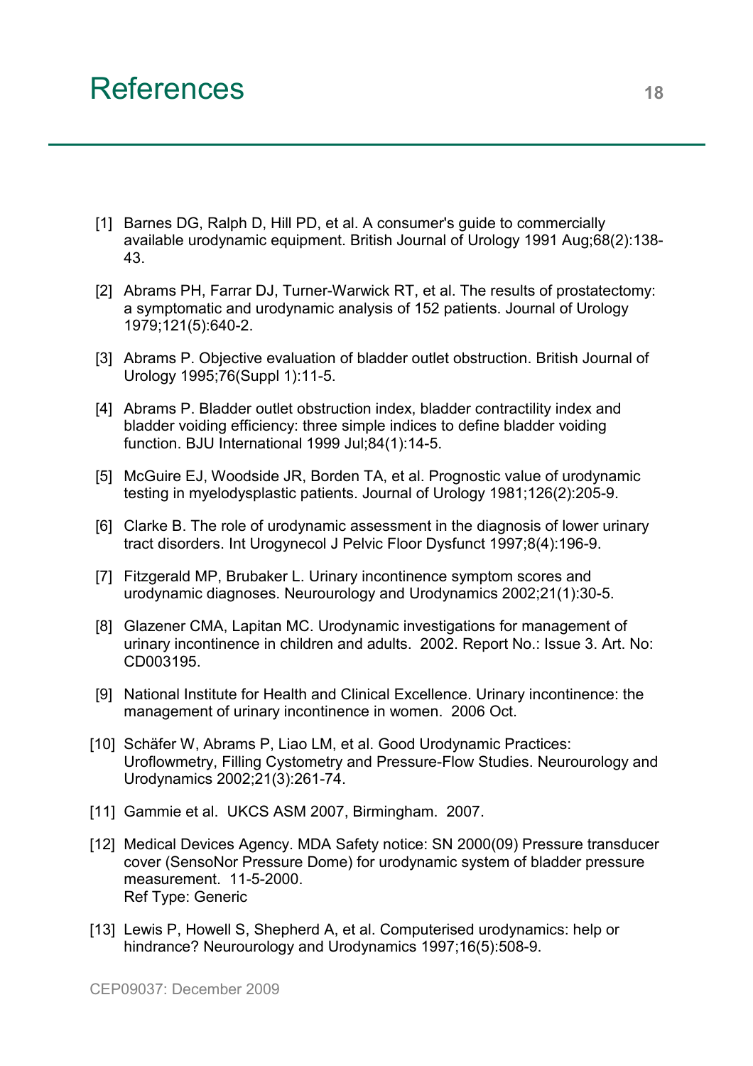# References

[1] Barnes DG, Ralph D, Hill PD, et al. A consumer's guide to commercially available urodynamic equipment. British Journal of Urology 1991 Aug;68(2):138-43.

[2] Abrams PH, Farrar DJ, Turner-Warwick RT, et al. The results of prostatectomy: a symptomatic and urodynamic analysis of 152 patients. Journal of Urology 1979;121(5):640-2.

[3] Abrams P. Objective evaluation of bladder outlet obstruction. British Journal of Urology 1995;76(Suppl 1):11-5.

[4] Abrams P. Bladder outlet obstruction index, bladder contractility index and bladder voiding efficiency: three simple indices to define bladder voiding function. BJU International 1999 Jul;84(1):14-5.

[5] McGuire EJ, Woodside JR, Borden TA, et al. Prognostic value of urodynamic testing in myelodysplastic patients. Journal of Urology 1981;126(2):205-9.

[6] Clarke B. The role of urodynamic assessment in the diagnosis of lower urinary tract disorders. Int Urogynecol J Pelvic Floor Dysfunct 1997;8(4):196-9.

[7] Fitzgerald MP, Brubaker L. Urinary incontinence symptom scores and urodynamic diagnoses. Neurourology and Urodynamics 2002;21(1):30-5.

[8] Glazener CMA, Lapitan MC. Urodynamic investigations for management of urinary incontinence in children and adults. 2002. Report No.: Issue 3. Art. No: CD003195.

[9] National Institute for Health and Clinical Excellence. Urinary incontinence: the management of urinary incontinence in women. 2006 Oct.

[10] Schäfer W, Abrams P, Liao LM, et al. Good Urodynamic Practices: Uroflowmetry, Filling Cystometry and Pressure-Flow Studies. Neurourology and Urodynamics 2002;21(3):261-74.

[11] Gammie et al. UKCS ASM 2007, Birmingham. 2007.

[12] Medical Devices Agency. MDA Safety notice: SN 2000(09) Pressure transducer cover (SensoNor Pressure Dome) for urodynamic system of bladder pressure measurement. 11-5-2000.
Ref Type: Generic

[13] Lewis P, Howell S, Shepherd A, et al. Computerised urodynamics: help or hindrance? Neurourology and Urodynamics 1997;16(5):508-9.

CEP09037: December 2009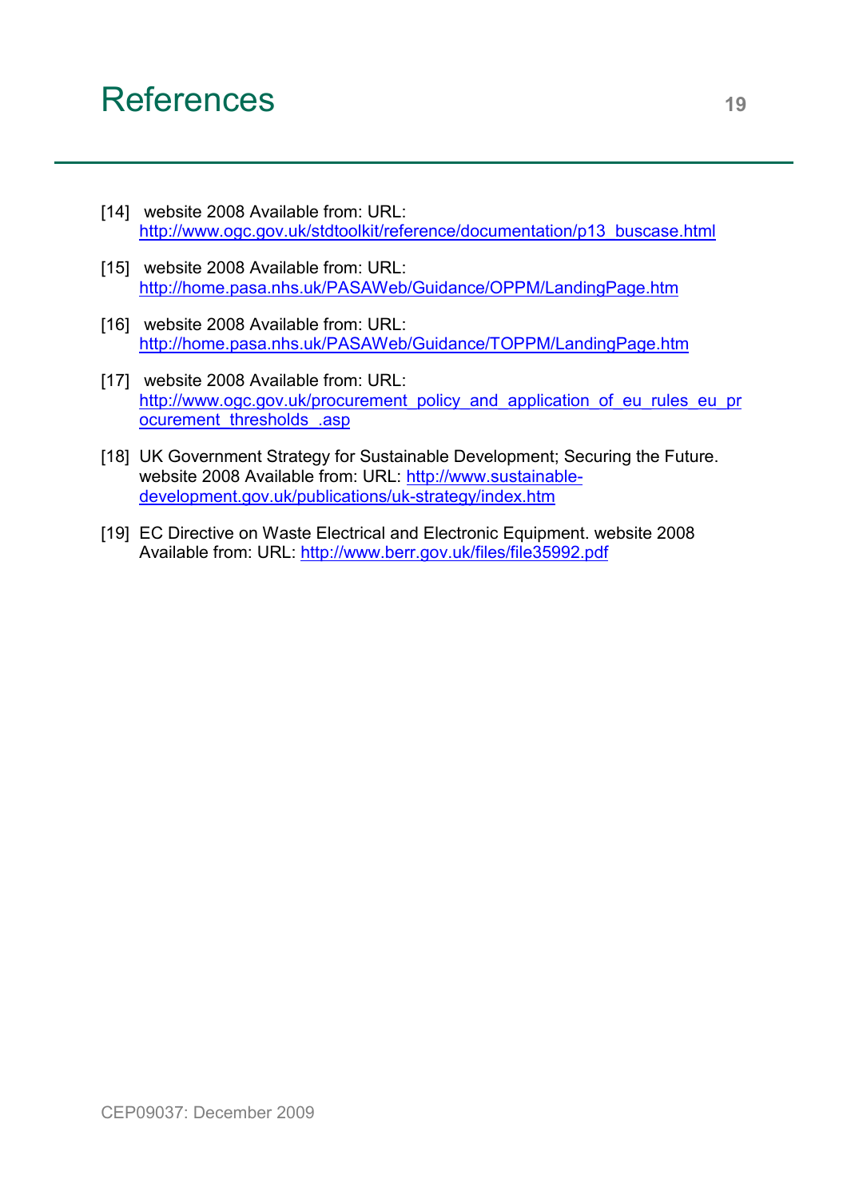# References

[14] website 2008 Available from: URL: http://www.ogc.gov.uk/stdtoolkit/reference/documentation/p13_buscase.html

[15] website 2008 Available from: URL: http://home.pasa.nhs.uk/PASAWeb/Guidance/OPPM/LandingPage.htm

[16] website 2008 Available from: URL: http://home.pasa.nhs.uk/PASAWeb/Guidance/TOPPM/LandingPage.htm

[17] website 2008 Available from: URL: http://www.ogc.gov.uk/procurement_policy_and_application_of_eu_rules_eu_procurement_thresholds_.asp

[18] UK Government Strategy for Sustainable Development; Securing the Future. website 2008 Available from: URL: http://www.sustainable-development.gov.uk/publications/uk-strategy/index.htm

[19] EC Directive on Waste Electrical and Electronic Equipment. website 2008 Available from: URL: http://www.berr.gov.uk/files/file35992.pdf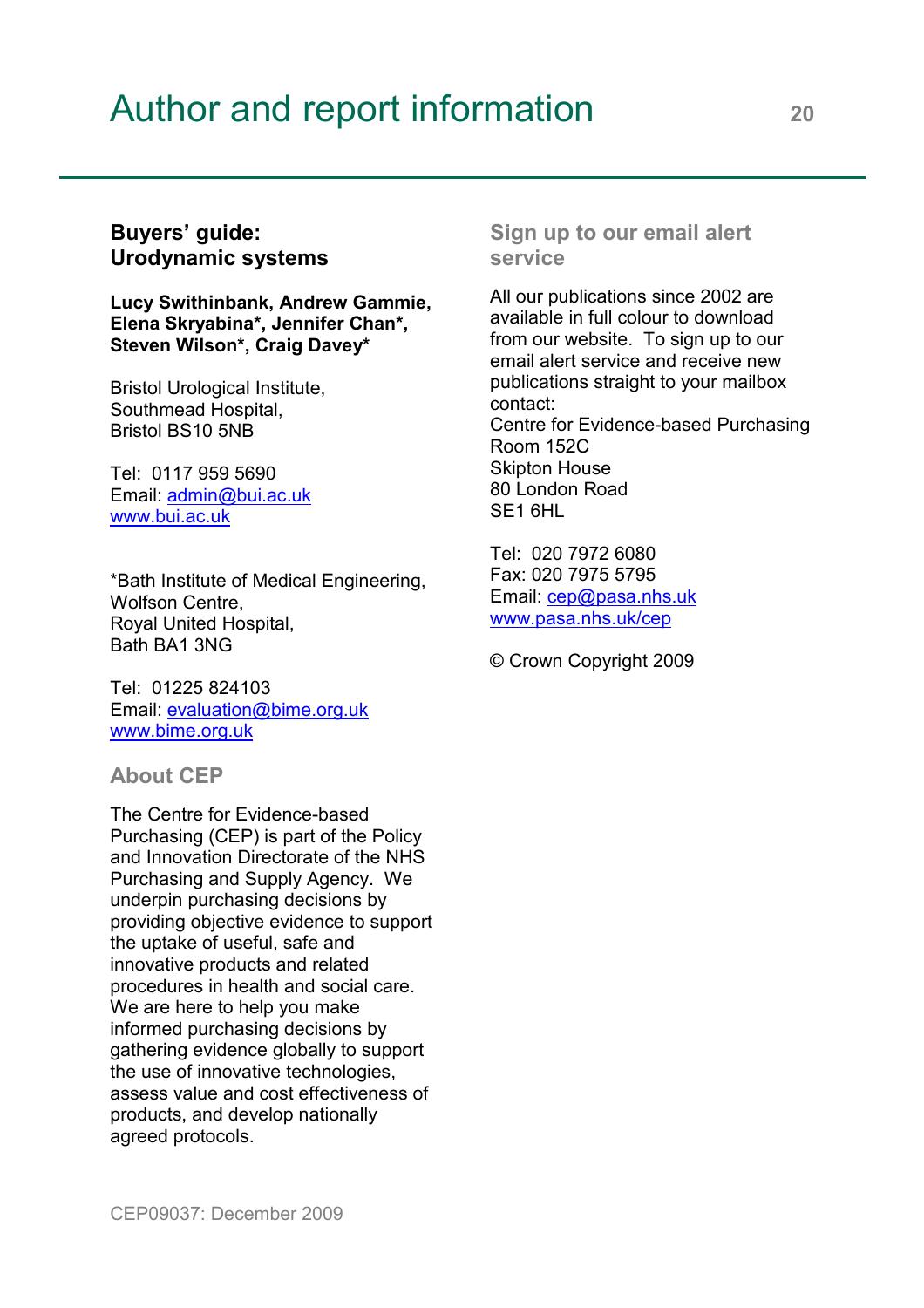# Author and report information

**Buyers' guide:**
**Urodynamic systems**

**Lucy Swithinbank, Andrew Gammie, Elena Skryabina*, Jennifer Chan*, Steven Wilson*, Craig Davey***

Bristol Urological Institute,
Southmead Hospital,
Bristol BS10 5NB

Tel: 0117 959 5690
Email: admin@bui.ac.uk
www.bui.ac.uk

*Bath Institute of Medical Engineering,
Wolfson Centre,
Royal United Hospital,
Bath BA1 3NG

Tel: 01225 824103
Email: evaluation@bime.org.uk
www.bime.org.uk

## About CEP

The Centre for Evidence-based Purchasing (CEP) is part of the Policy and Innovation Directorate of the NHS Purchasing and Supply Agency. We underpin purchasing decisions by providing objective evidence to support the uptake of useful, safe and innovative products and related procedures in health and social care. We are here to help you make informed purchasing decisions by gathering evidence globally to support the use of innovative technologies, assess value and cost effectiveness of products, and develop nationally agreed protocols.

## Sign up to our email alert service

All our publications since 2002 are available in full colour to download from our website. To sign up to our email alert service and receive new publications straight to your mailbox contact:
Centre for Evidence-based Purchasing
Room 152C
Skipton House
80 London Road
SE1 6HL

Tel: 020 7972 6080
Fax: 020 7975 5795
Email: cep@pasa.nhs.uk
www.pasa.nhs.uk/cep

© Crown Copyright 2009

CEP09037: December 2009